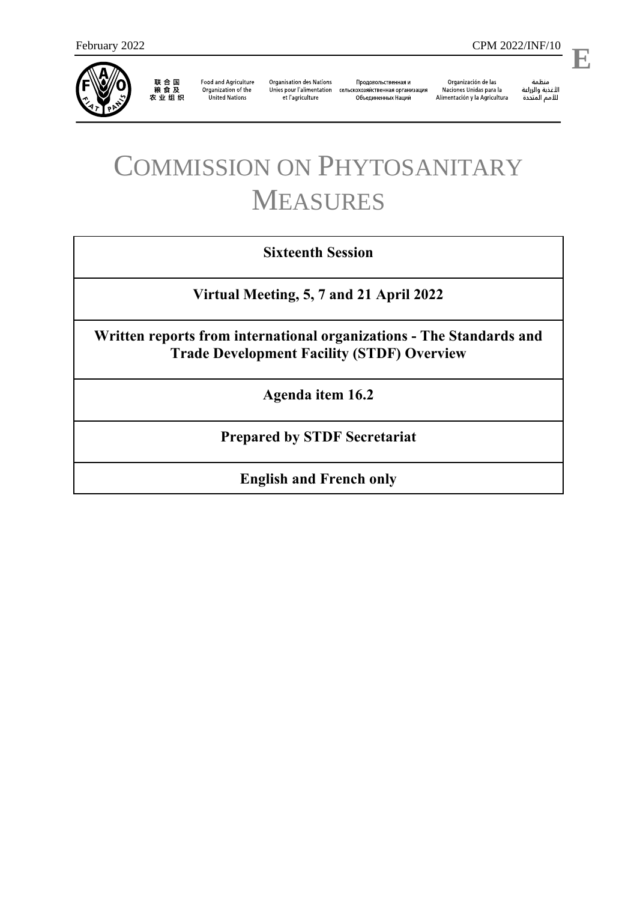February 2022 CPM 2022/INF/10

**E**

联合国粮食及农业组织 | Food and Agriculture Organization of the United Nations | Organisation des Nations Unies pour l'alimentation et l'agriculture | Продовольственная и сельскохозяйственная организация Объединенных Наций | Organización de las Naciones Unidas para la Alimentación y la Agricultura | منظمة الأغذية والزراعة للأمم المتحدة

# COMMISSION ON PHYTOSANITARY MEASURES

**Sixteenth Session**

**Virtual Meeting, 5, 7 and 21 April 2022**

**Written reports from international organizations - The Standards and Trade Development Facility (STDF) Overview**

**Agenda item 16.2**

**Prepared by STDF Secretariat**

**English and French only**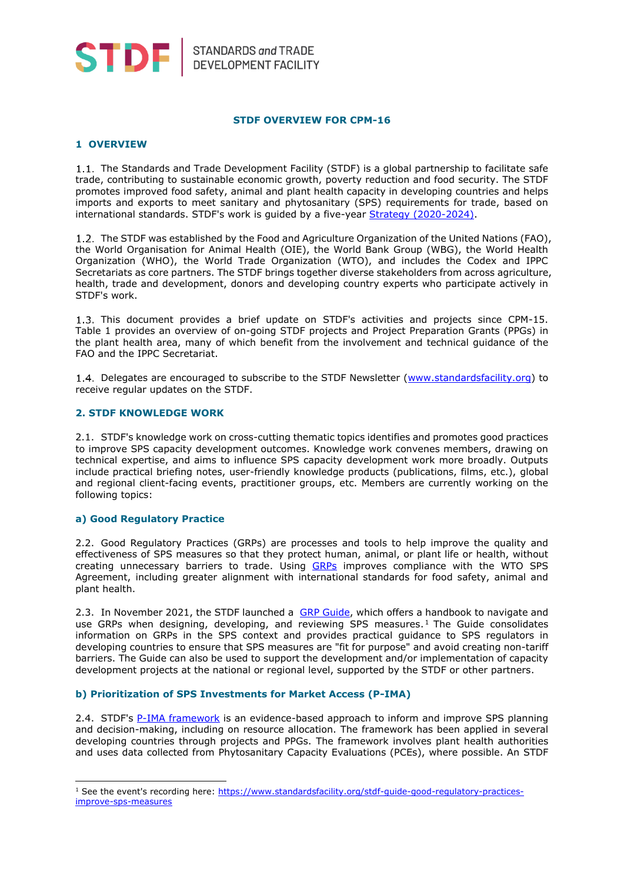STANDARDS and TRADE DEVELOPMENT FACILITY

**STDF OVERVIEW FOR CPM-16**

## 1 OVERVIEW

1.1. The Standards and Trade Development Facility (STDF) is a global partnership to facilitate safe trade, contributing to sustainable economic growth, poverty reduction and food security. The STDF promotes improved food safety, animal and plant health capacity in developing countries and helps imports and exports to meet sanitary and phytosanitary (SPS) requirements for trade, based on international standards. STDF's work is guided by a five-year [Strategy (2020-2024)](Strategy (2020-2024)).

1.2. The STDF was established by the Food and Agriculture Organization of the United Nations (FAO), the World Organisation for Animal Health (OIE), the World Bank Group (WBG), the World Health Organization (WHO), the World Trade Organization (WTO), and includes the Codex and IPPC Secretariats as core partners. The STDF brings together diverse stakeholders from across agriculture, health, trade and development, donors and developing country experts who participate actively in STDF's work.

1.3. This document provides a brief update on STDF's activities and projects since CPM-15. Table 1 provides an overview of on-going STDF projects and Project Preparation Grants (PPGs) in the plant health area, many of which benefit from the involvement and technical guidance of the FAO and the IPPC Secretariat.

1.4. Delegates are encouraged to subscribe to the STDF Newsletter (www.standardsfacility.org) to receive regular updates on the STDF.

## 2. STDF KNOWLEDGE WORK

2.1. STDF's knowledge work on cross-cutting thematic topics identifies and promotes good practices to improve SPS capacity development outcomes. Knowledge work convenes members, drawing on technical expertise, and aims to influence SPS capacity development work more broadly. Outputs include practical briefing notes, user-friendly knowledge products (publications, films, etc.), global and regional client-facing events, practitioner groups, etc. Members are currently working on the following topics:

### a) Good Regulatory Practice

2.2. Good Regulatory Practices (GRPs) are processes and tools to help improve the quality and effectiveness of SPS measures so that they protect human, animal, or plant life or health, without creating unnecessary barriers to trade. Using GRPs improves compliance with the WTO SPS Agreement, including greater alignment with international standards for food safety, animal and plant health.

2.3. In November 2021, the STDF launched a GRP Guide, which offers a handbook to navigate and use GRPs when designing, developing, and reviewing SPS measures.[1] The Guide consolidates information on GRPs in the SPS context and provides practical guidance to SPS regulators in developing countries to ensure that SPS measures are "fit for purpose" and avoid creating non-tariff barriers. The Guide can also be used to support the development and/or implementation of capacity development projects at the national or regional level, supported by the STDF or other partners.

### b) Prioritization of SPS Investments for Market Access (P-IMA)

2.4. STDF's P-IMA framework is an evidence-based approach to inform and improve SPS planning and decision-making, including on resource allocation. The framework has been applied in several developing countries through projects and PPGs. The framework involves plant health authorities and uses data collected from Phytosanitary Capacity Evaluations (PCEs), where possible. An STDF

---

[1] See the event's recording here: https://www.standardsfacility.org/stdf-guide-good-regulatory-practices-improve-sps-measures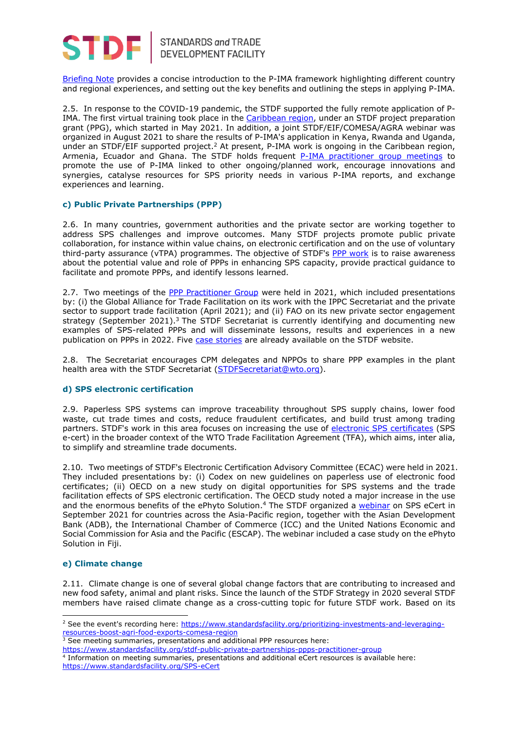Briefing Note provides a concise introduction to the P-IMA framework highlighting different country and regional experiences, and setting out the key benefits and outlining the steps in applying P-IMA.

2.5. In response to the COVID-19 pandemic, the STDF supported the fully remote application of P-IMA. The first virtual training took place in the Caribbean region, under an STDF project preparation grant (PPG), which started in May 2021. In addition, a joint STDF/EIF/COMESA/AGRA webinar was organized in August 2021 to share the results of P-IMA's application in Kenya, Rwanda and Uganda, under an STDF/EIF supported project.[2] At present, P-IMA work is ongoing in the Caribbean region, Armenia, Ecuador and Ghana. The STDF holds frequent P-IMA practitioner group meetings to promote the use of P-IMA linked to other ongoing/planned work, encourage innovations and synergies, catalyse resources for SPS priority needs in various P-IMA reports, and exchange experiences and learning.

### c) Public Private Partnerships (PPP)

2.6. In many countries, government authorities and the private sector are working together to address SPS challenges and improve outcomes. Many STDF projects promote public private collaboration, for instance within value chains, on electronic certification and on the use of voluntary third-party assurance (vTPA) programmes. The objective of STDF's PPP work is to raise awareness about the potential value and role of PPPs in enhancing SPS capacity, provide practical guidance to facilitate and promote PPPs, and identify lessons learned.

2.7. Two meetings of the PPP Practitioner Group were held in 2021, which included presentations by: (i) the Global Alliance for Trade Facilitation on its work with the IPPC Secretariat and the private sector to support trade facilitation (April 2021); and (ii) FAO on its new private sector engagement strategy (September 2021).[3] The STDF Secretariat is currently identifying and documenting new examples of SPS-related PPPs and will disseminate lessons, results and experiences in a new publication on PPPs in 2022. Five case stories are already available on the STDF website.

2.8. The Secretariat encourages CPM delegates and NPPOs to share PPP examples in the plant health area with the STDF Secretariat (STDFSecretariat@wto.org).

### d) SPS electronic certification

2.9. Paperless SPS systems can improve traceability throughout SPS supply chains, lower food waste, cut trade times and costs, reduce fraudulent certificates, and build trust among trading partners. STDF's work in this area focuses on increasing the use of electronic SPS certificates (SPS e-cert) in the broader context of the WTO Trade Facilitation Agreement (TFA), which aims, inter alia, to simplify and streamline trade documents.

2.10. Two meetings of STDF's Electronic Certification Advisory Committee (ECAC) were held in 2021. They included presentations by: (i) Codex on new guidelines on paperless use of electronic food certificates; (ii) OECD on a new study on digital opportunities for SPS systems and the trade facilitation effects of SPS electronic certification. The OECD study noted a major increase in the use and the enormous benefits of the ePhyto Solution.[4] The STDF organized a webinar on SPS eCert in September 2021 for countries across the Asia-Pacific region, together with the Asian Development Bank (ADB), the International Chamber of Commerce (ICC) and the United Nations Economic and Social Commission for Asia and the Pacific (ESCAP). The webinar included a case study on the ePhyto Solution in Fiji.

### e) Climate change

2.11. Climate change is one of several global change factors that are contributing to increased and new food safety, animal and plant risks. Since the launch of the STDF Strategy in 2020 several STDF members have raised climate change as a cross-cutting topic for future STDF work. Based on its

---

[2] See the event's recording here: https://www.standardsfacility.org/prioritizing-investments-and-leveraging-resources-boost-agri-food-exports-comesa-region

[3] See meeting summaries, presentations and additional PPP resources here: https://www.standardsfacility.org/stdf-public-private-partnerships-ppps-practitioner-group

[4] Information on meeting summaries, presentations and additional eCert resources is available here: https://www.standardsfacility.org/SPS-eCert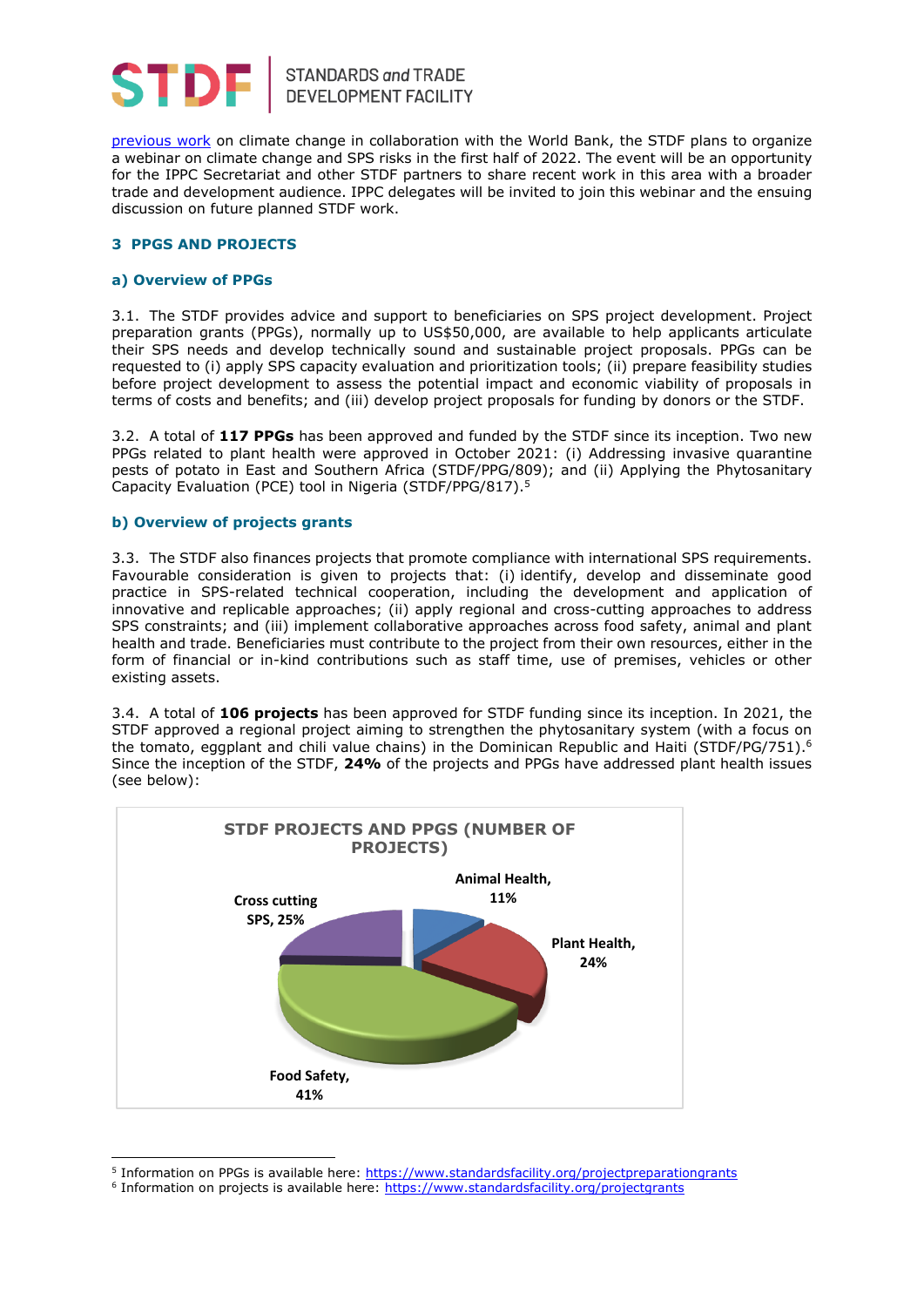previous work on climate change in collaboration with the World Bank, the STDF plans to organize a webinar on climate change and SPS risks in the first half of 2022. The event will be an opportunity for the IPPC Secretariat and other STDF partners to share recent work in this area with a broader trade and development audience. IPPC delegates will be invited to join this webinar and the ensuing discussion on future planned STDF work.

## 3 PPGS AND PROJECTS

### a) Overview of PPGs

3.1. The STDF provides advice and support to beneficiaries on SPS project development. Project preparation grants (PPGs), normally up to US$50,000, are available to help applicants articulate their SPS needs and develop technically sound and sustainable project proposals. PPGs can be requested to (i) apply SPS capacity evaluation and prioritization tools; (ii) prepare feasibility studies before project development to assess the potential impact and economic viability of proposals in terms of costs and benefits; and (iii) develop project proposals for funding by donors or the STDF.

3.2. A total of **117 PPGs** has been approved and funded by the STDF since its inception. Two new PPGs related to plant health were approved in October 2021: (i) Addressing invasive quarantine pests of potato in East and Southern Africa (STDF/PPG/809); and (ii) Applying the Phytosanitary Capacity Evaluation (PCE) tool in Nigeria (STDF/PPG/817).[5]

### b) Overview of projects grants

3.3. The STDF also finances projects that promote compliance with international SPS requirements. Favourable consideration is given to projects that: (i) identify, develop and disseminate good practice in SPS-related technical cooperation, including the development and application of innovative and replicable approaches; (ii) apply regional and cross-cutting approaches to address SPS constraints; and (iii) implement collaborative approaches across food safety, animal and plant health and trade. Beneficiaries must contribute to the project from their own resources, either in the form of financial or in-kind contributions such as staff time, use of premises, vehicles or other existing assets.

3.4. A total of **106 projects** has been approved for STDF funding since its inception. In 2021, the STDF approved a regional project aiming to strengthen the phytosanitary system (with a focus on the tomato, eggplant and chili value chains) in the Dominican Republic and Haiti (STDF/PG/751).[6] Since the inception of the STDF, **24%** of the projects and PPGs have addressed plant health issues (see below):

**STDF PROJECTS AND PPGS (NUMBER OF PROJECTS)**

| Category | Share |
| --- | --- |
| Animal Health | 11% |
| Plant Health | 24% |
| Food Safety | 41% |
| Cross cutting SPS | 25% |

[5] Information on PPGs is available here: https://www.standardsfacility.org/projectpreparationgrants

[6] Information on projects is available here: https://www.standardsfacility.org/projectgrants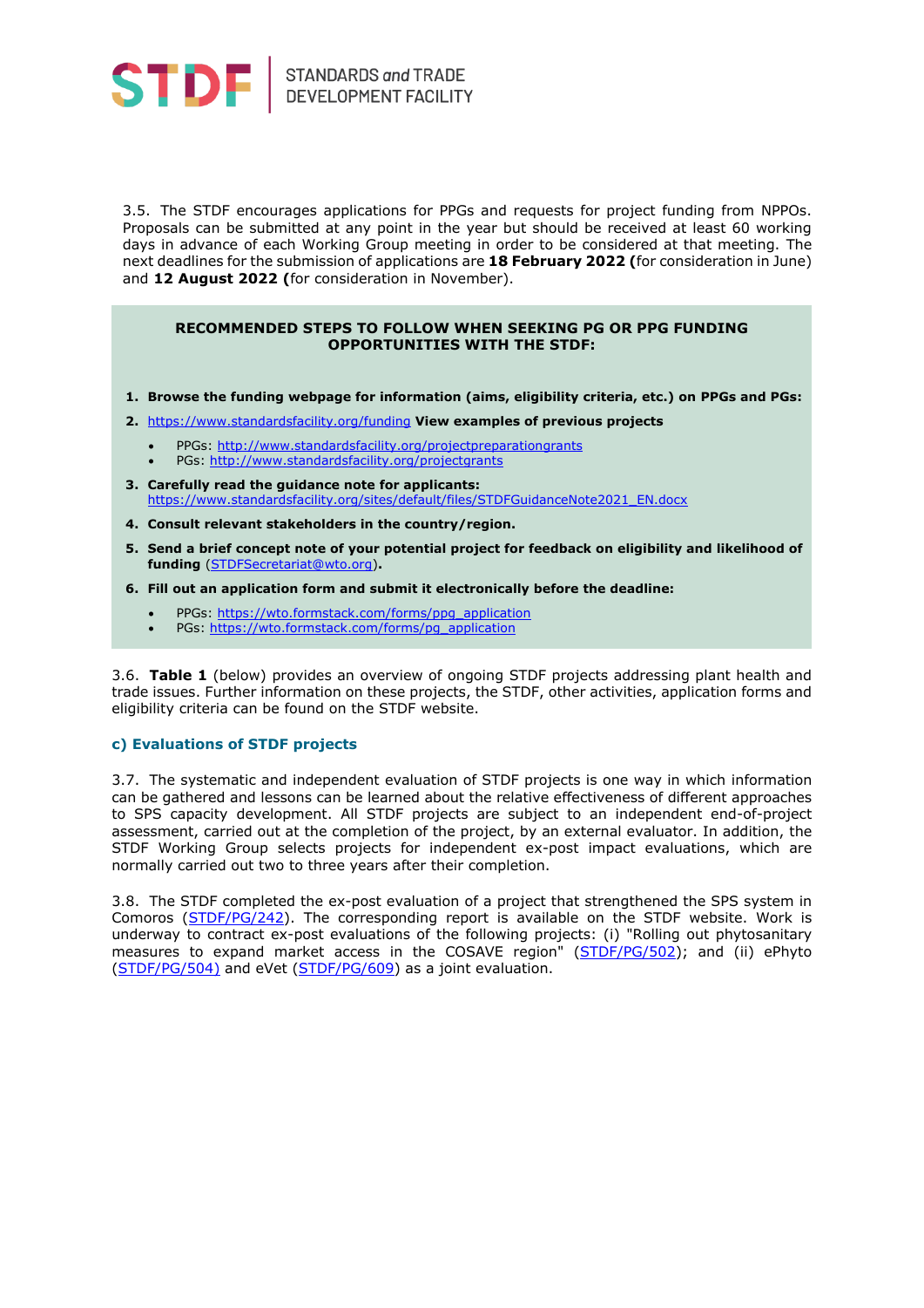3.5. The STDF encourages applications for PPGs and requests for project funding from NPPOs. Proposals can be submitted at any point in the year but should be received at least 60 working days in advance of each Working Group meeting in order to be considered at that meeting. The next deadlines for the submission of applications are **18 February 2022 (**for consideration in June) and **12 August 2022 (**for consideration in November).

**RECOMMENDED STEPS TO FOLLOW WHEN SEEKING PG OR PPG FUNDING OPPORTUNITIES WITH THE STDF:**

1. **Browse the funding webpage for information (aims, eligibility criteria, etc.) on PPGs and PGs:**
2. https://www.standardsfacility.org/funding **View examples of previous projects**
   - PPGs: http://www.standardsfacility.org/projectpreparationgrants
   - PGs: http://www.standardsfacility.org/projectgrants
3. **Carefully read the guidance note for applicants:** https://www.standardsfacility.org/sites/default/files/STDFGuidanceNote2021_EN.docx
4. **Consult relevant stakeholders in the country/region.**
5. **Send a brief concept note of your potential project for feedback on eligibility and likelihood of funding** (STDFSecretariat@wto.org)**.**
6. **Fill out an application form and submit it electronically before the deadline:**
   - PPGs: https://wto.formstack.com/forms/ppg_application
   - PGs: https://wto.formstack.com/forms/pg_application

3.6. **Table 1** (below) provides an overview of ongoing STDF projects addressing plant health and trade issues. Further information on these projects, the STDF, other activities, application forms and eligibility criteria can be found on the STDF website.

### c) Evaluations of STDF projects

3.7. The systematic and independent evaluation of STDF projects is one way in which information can be gathered and lessons can be learned about the relative effectiveness of different approaches to SPS capacity development. All STDF projects are subject to an independent end-of-project assessment, carried out at the completion of the project, by an external evaluator. In addition, the STDF Working Group selects projects for independent ex-post impact evaluations, which are normally carried out two to three years after their completion.

3.8. The STDF completed the ex-post evaluation of a project that strengthened the SPS system in Comoros (STDF/PG/242). The corresponding report is available on the STDF website. Work is underway to contract ex-post evaluations of the following projects: (i) "Rolling out phytosanitary measures to expand market access in the COSAVE region" (STDF/PG/502); and (ii) ePhyto (STDF/PG/504) and eVet (STDF/PG/609) as a joint evaluation.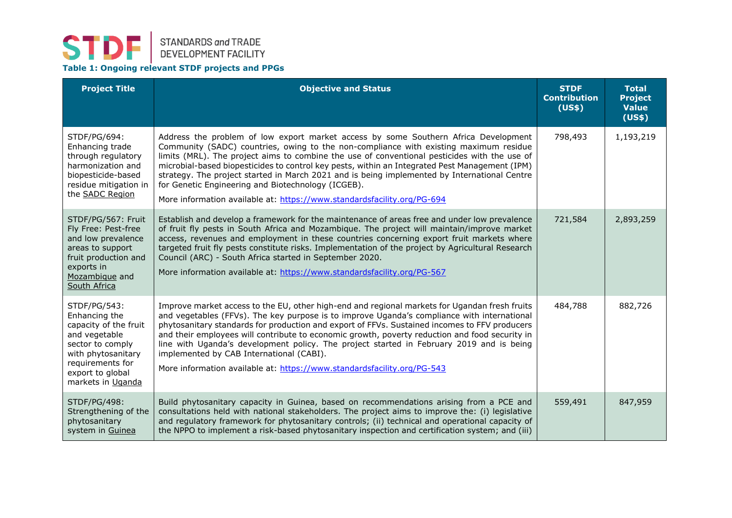**Table 1: Ongoing relevant STDF projects and PPGs**

| Project Title | Objective and Status | STDF Contribution (US$) | Total Project Value (US$) |
|---|---|---|---|
| STDF/PG/694: Enhancing trade through regulatory harmonization and biopesticide-based residue mitigation in the SADC Region | Address the problem of low export market access by some Southern Africa Development Community (SADC) countries, owing to the non-compliance with existing maximum residue limits (MRL). The project aims to combine the use of conventional pesticides with the use of microbial-based biopesticides to control key pests, within an Integrated Pest Management (IPM) strategy. The project started in March 2021 and is being implemented by International Centre for Genetic Engineering and Biotechnology (ICGEB).<br>More information available at: https://www.standardsfacility.org/PG-694 | 798,493 | 1,193,219 |
| STDF/PG/567: Fruit Fly Free: Pest-free and low prevalence areas to support fruit production and exports in Mozambique and South Africa | Establish and develop a framework for the maintenance of areas free and under low prevalence of fruit fly pests in South Africa and Mozambique. The project will maintain/improve market access, revenues and employment in these countries concerning export fruit markets where targeted fruit fly pests constitute risks. Implementation of the project by Agricultural Research Council (ARC) - South Africa started in September 2020.<br>More information available at: https://www.standardsfacility.org/PG-567 | 721,584 | 2,893,259 |
| STDF/PG/543: Enhancing the capacity of the fruit and vegetable sector to comply with phytosanitary requirements for export to global markets in Uganda | Improve market access to the EU, other high-end and regional markets for Ugandan fresh fruits and vegetables (FFVs). The key purpose is to improve Uganda's compliance with international phytosanitary standards for production and export of FFVs. Sustained incomes to FFV producers and their employees will contribute to economic growth, poverty reduction and food security in line with Uganda's development policy. The project started in February 2019 and is being implemented by CAB International (CABI).<br>More information available at: https://www.standardsfacility.org/PG-543 | 484,788 | 882,726 |
| STDF/PG/498: Strengthening of the phytosanitary system in Guinea | Build phytosanitary capacity in Guinea, based on recommendations arising from a PCE and consultations held with national stakeholders. The project aims to improve the: (i) legislative and regulatory framework for phytosanitary controls; (ii) technical and operational capacity of the NPPO to implement a risk-based phytosanitary inspection and certification system; and (iii) | 559,491 | 847,959 |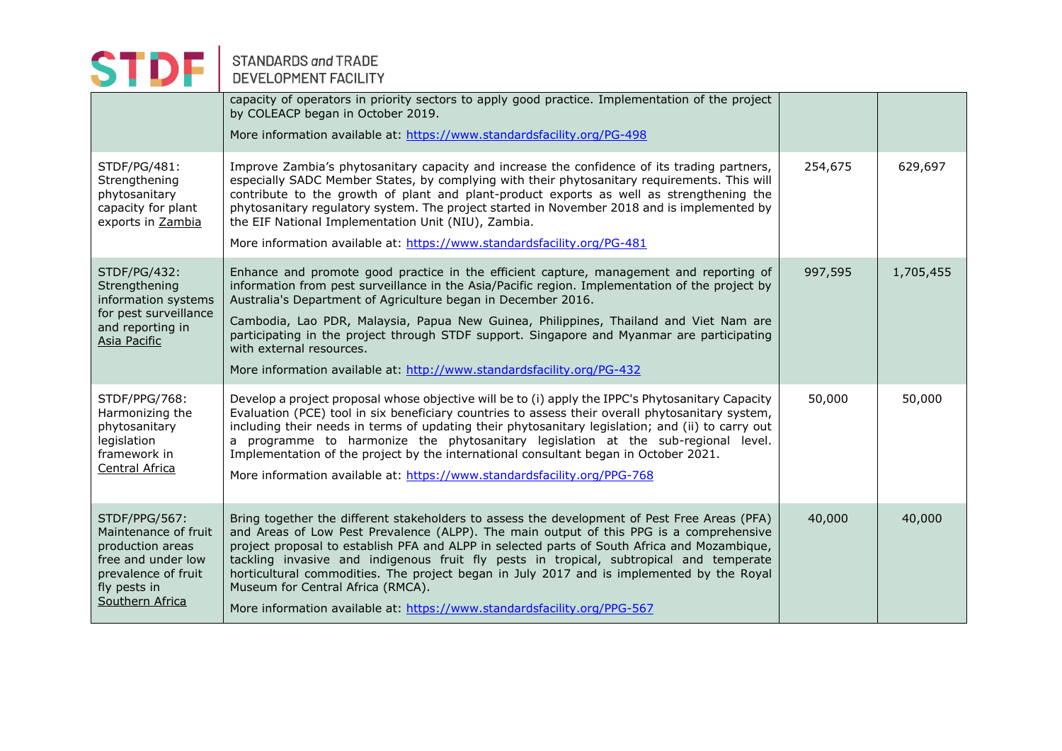| | | | |
|---|---|---|---|
| | capacity of operators in priority sectors to apply good practice. Implementation of the project by COLEACP began in October 2019. More information available at: https://www.standardsfacility.org/PG-498 | | |
| STDF/PG/481: Strengthening phytosanitary capacity for plant exports in Zambia | Improve Zambia's phytosanitary capacity and increase the confidence of its trading partners, especially SADC Member States, by complying with their phytosanitary requirements. This will contribute to the growth of plant and plant-product exports as well as strengthening the phytosanitary regulatory system. The project started in November 2018 and is implemented by the EIF National Implementation Unit (NIU), Zambia. More information available at: https://www.standardsfacility.org/PG-481 | 254,675 | 629,697 |
| STDF/PG/432: Strengthening information systems for pest surveillance and reporting in Asia Pacific | Enhance and promote good practice in the efficient capture, management and reporting of information from pest surveillance in the Asia/Pacific region. Implementation of the project by Australia's Department of Agriculture began in December 2016. Cambodia, Lao PDR, Malaysia, Papua New Guinea, Philippines, Thailand and Viet Nam are participating in the project through STDF support. Singapore and Myanmar are participating with external resources. More information available at: http://www.standardsfacility.org/PG-432 | 997,595 | 1,705,455 |
| STDF/PPG/768: Harmonizing the phytosanitary legislation framework in Central Africa | Develop a project proposal whose objective will be to (i) apply the IPPC's Phytosanitary Capacity Evaluation (PCE) tool in six beneficiary countries to assess their overall phytosanitary system, including their needs in terms of updating their phytosanitary legislation; and (ii) to carry out a programme to harmonize the phytosanitary legislation at the sub-regional level. Implementation of the project by the international consultant began in October 2021. More information available at: https://www.standardsfacility.org/PPG-768 | 50,000 | 50,000 |
| STDF/PPG/567: Maintenance of fruit production areas free and under low prevalence of fruit fly pests in Southern Africa | Bring together the different stakeholders to assess the development of Pest Free Areas (PFA) and Areas of Low Pest Prevalence (ALPP). The main output of this PPG is a comprehensive project proposal to establish PFA and ALPP in selected parts of South Africa and Mozambique, tackling invasive and indigenous fruit fly pests in tropical, subtropical and temperate horticultural commodities. The project began in July 2017 and is implemented by the Royal Museum for Central Africa (RMCA). More information available at: https://www.standardsfacility.org/PPG-567 | 40,000 | 40,000 |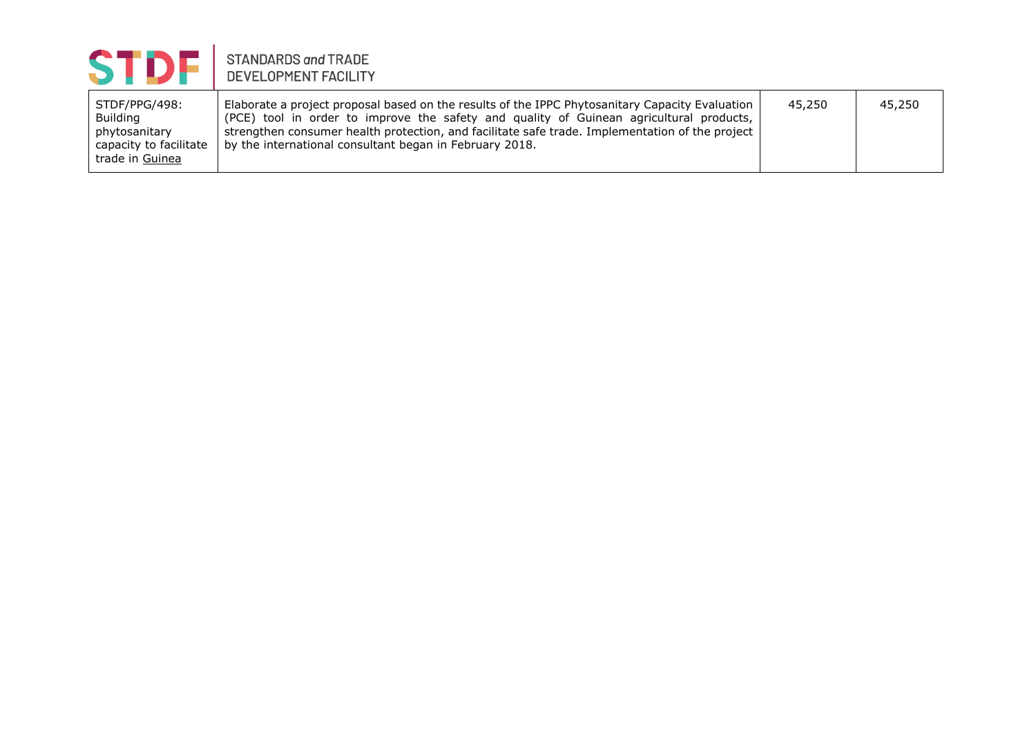| | | | |
|---|---|---|---|
| STDF/PPG/498: Building phytosanitary capacity to facilitate trade in Guinea | Elaborate a project proposal based on the results of the IPPC Phytosanitary Capacity Evaluation (PCE) tool in order to improve the safety and quality of Guinean agricultural products, strengthen consumer health protection, and facilitate safe trade. Implementation of the project by the international consultant began in February 2018. | 45,250 | 45,250 |